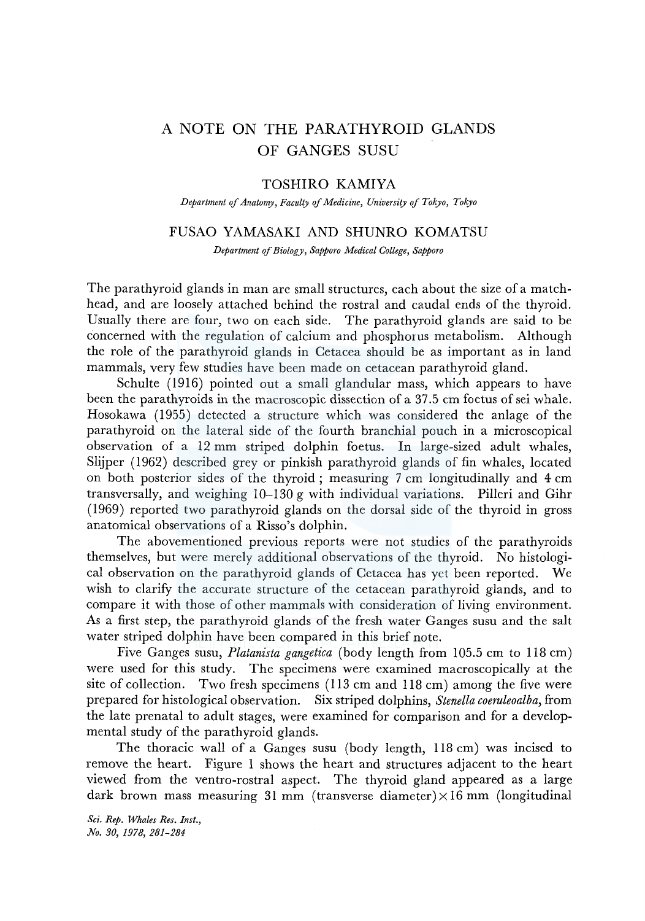# A NOTE ON THE PARATHYROID GLANDS OF GANGES SUSU

TOSHIRO KAMIYA

*Department of Anatomy, Faculty of Medicine, University of Tokyo, Tokyo*

FUSAO YAMASAKI AND SHUNRO KOMATSU

*Department of Biology, Sapporo Medical College, Sapporo*

The parathyroid glands in man are small structures, each about the size of a match-head, and are loosely attached behind the rostral and caudal ends of the thyroid. Usually there are four, two on each side. The parathyroid glands are said to be concerned with the regulation of calcium and phosphorus metabolism. Although the role of the parathyroid glands in Cetacea should be as important as in land mammals, very few studies have been made on cetacean parathyroid gland.

Schulte (1916) pointed out a small glandular mass, which appears to have been the parathyroids in the macroscopic dissection of a 37.5 cm foetus of sei whale. Hosokawa (1955) detected a structure which was considered the anlage of the parathyroid on the lateral side of the fourth branchial pouch in a microscopical observation of a 12 mm striped dolphin foetus. In large-sized adult whales, Slijper (1962) described grey or pinkish parathyroid glands of fin whales, located on both posterior sides of the thyroid; measuring 7 cm longitudinally and 4 cm transversally, and weighing 10–130 g with individual variations. Pilleri and Gihr (1969) reported two parathyroid glands on the dorsal side of the thyroid in gross anatomical observations of a Risso's dolphin.

The abovementioned previous reports were not studies of the parathyroids themselves, but were merely additional observations of the thyroid. No histological observation on the parathyroid glands of Cetacea has yet been reported. We wish to clarify the accurate structure of the cetacean parathyroid glands, and to compare it with those of other mammals with consideration of living environment. As a first step, the parathyroid glands of the fresh water Ganges susu and the salt water striped dolphin have been compared in this brief note.

Five Ganges susu, *Platanista gangetica* (body length from 105.5 cm to 118 cm) were used for this study. The specimens were examined macroscopically at the site of collection. Two fresh specimens (113 cm and 118 cm) among the five were prepared for histological observation. Six striped dolphins, *Stenella coeruleoalba*, from the late prenatal to adult stages, were examined for comparison and for a developmental study of the parathyroid glands.

The thoracic wall of a Ganges susu (body length, 118 cm) was incised to remove the heart. Figure 1 shows the heart and structures adjacent to the heart viewed from the ventro-rostral aspect. The thyroid gland appeared as a large dark brown mass measuring 31 mm (transverse diameter) × 16 mm (longitudinal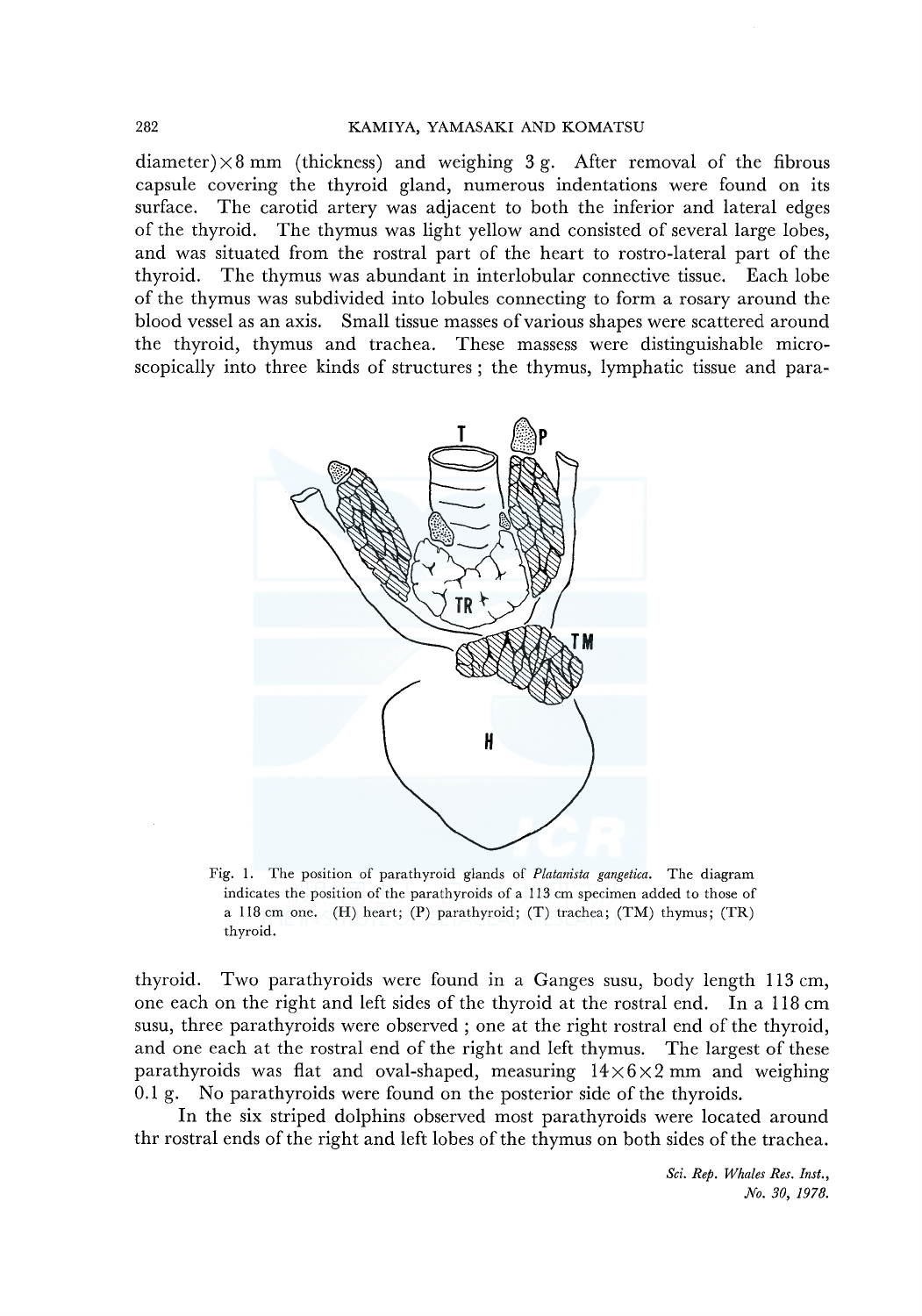diameter) × 8 mm (thickness) and weighing 3 g. After removal of the fibrous capsule covering the thyroid gland, numerous indentations were found on its surface. The carotid artery was adjacent to both the inferior and lateral edges of the thyroid. The thymus was light yellow and consisted of several large lobes, and was situated from the rostral part of the heart to rostro-lateral part of the thyroid. The thymus was abundant in interlobular connective tissue. Each lobe of the thymus was subdivided into lobules connecting to form a rosary around the blood vessel as an axis. Small tissue masses of various shapes were scattered around the thyroid, thymus and trachea. These massess were distinguishable microscopically into three kinds of structures ; the thymus, lymphatic tissue and parathyroid. Two parathyroids were found in a Ganges susu, body length 113 cm, one each on the right and left sides of the thyroid at the rostral end. In a 118 cm susu, three parathyroids were observed ; one at the right rostral end of the thyroid, and one each at the rostral end of the right and left thymus. The largest of these parathyroids was flat and oval-shaped, measuring 14 × 6 × 2 mm and weighing 0.1 g. No parathyroids were found on the posterior side of the thyroids.

Fig. 1. The position of parathyroid glands of *Platanista gangetica*. The diagram indicates the position of the parathyroids of a 113 cm specimen added to those of a 118 cm one. (H) heart; (P) parathyroid; (T) trachea; (TM) thymus; (TR) thyroid.

In the six striped dolphins observed most parathyroids were located around thr rostral ends of the right and left lobes of the thymus on both sides of the trachea.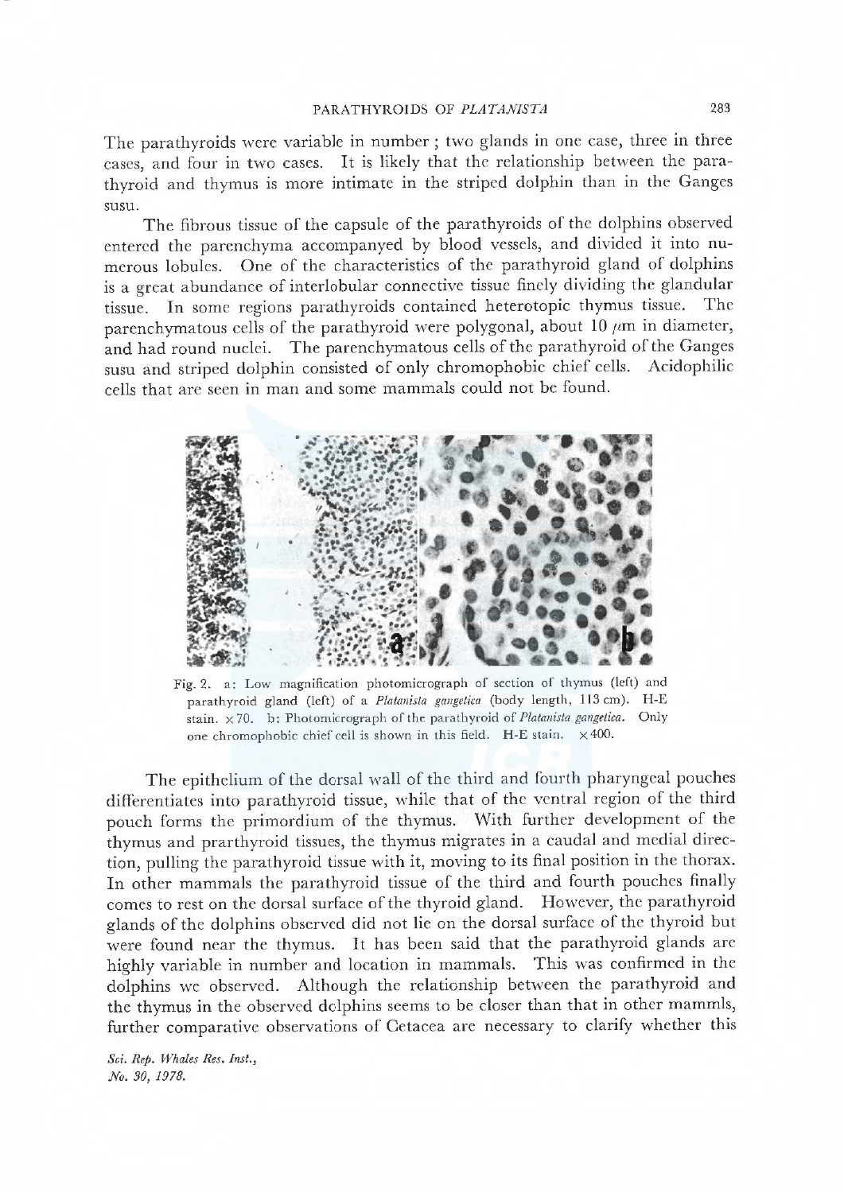The parathyroids were variable in number ; two glands in one case, three in three cases, and four in two cases. It is likely that the relationship between the parathyroid and thymus is more intimate in the striped dolphin than in the Ganges susu.

The fibrous tissue of the capsule of the parathyroids of the dolphins observed entered the parenchyma accompanyed by blood vessels, and divided it into numerous lobules. One of the characteristics of the parathyroid gland of dolphins is a great abundance of interlobular connective tissue finely dividing the glandular tissue. In some regions parathyroids contained heterotopic thymus tissue. The parenchymatous cells of the parathyroid were polygonal, about 10 $\mu$m in diameter, and had round nuclei. The parenchymatous cells of the parathyroid of the Ganges susu and striped dolphin consisted of only chromophobic chief cells. Acidophilic cells that are seen in man and some mammals could not be found.

Fig. 2. a: Low magnification photomicrograph of section of thymus (left) and parathyroid gland (left) of a *Platanista gangetica* (body length, 113 cm). H-E stain. ×70. b: Photomicrograph of the parathyroid of *Platanista gangetica*. Only one chromophobic chief cell is shown in this field. H-E stain. ×400.

The epithelium of the dorsal wall of the third and fourth pharyngeal pouches differentiates into parathyroid tissue, while that of the ventral region of the third pouch forms the primordium of the thymus. With further development of the thymus and prarthyroid tissues, the thymus migrates in a caudal and medial direction, pulling the parathyroid tissue with it, moving to its final position in the thorax. In other mammals the parathyroid tissue of the third and fourth pouches finally comes to rest on the dorsal surface of the thyroid gland. However, the parathyroid glands of the dolphins observed did not lie on the dorsal surface of the thyroid but were found near the thymus. It has been said that the parathyroid glands are highly variable in number and location in mammals. This was confirmed in the dolphins we observed. Although the relationship between the parathyroid and the thymus in the observed dolphins seems to be closer than that in other mammls, further comparative observations of Cetacea are necessary to clarify whether this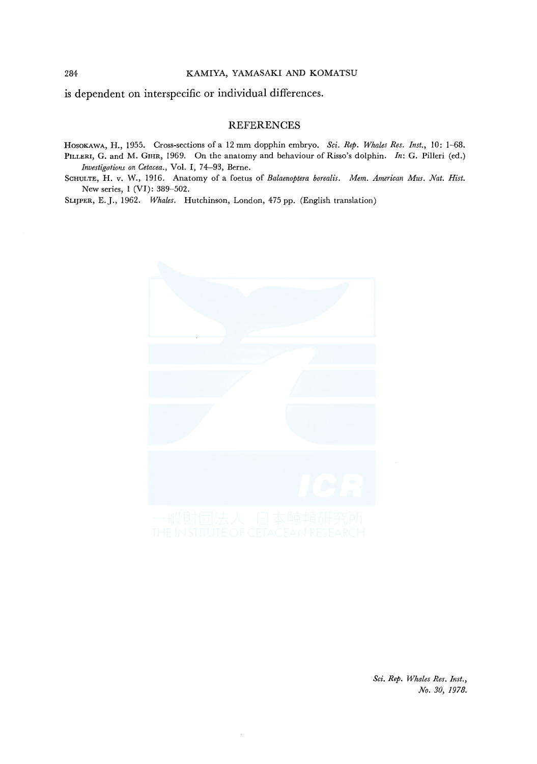is dependent on interspecific or individual differences.

## REFERENCES

HOSOKAWA, H., 1955. Cross-sections of a 12 mm dopphin embryo. *Sci. Rep. Whales Res. Inst.*, 10: 1–68.

PILLERI, G. and M. GIHR, 1969. On the anatomy and behaviour of Risso's dolphin. *In*: G. Pilleri (ed.) *Investigations on Cetacea.*, Vol. I, 74–93, Berne.

SCHULTE, H. v. W., 1916. Anatomy of a foetus of *Balaenoptera borealis*. *Mem. American Mus. Nat. Hist.* New series, 1 (VI): 389–502.

SLIJPER, E. J., 1962. *Whales*. Hutchinson, London, 475 pp. (English translation)